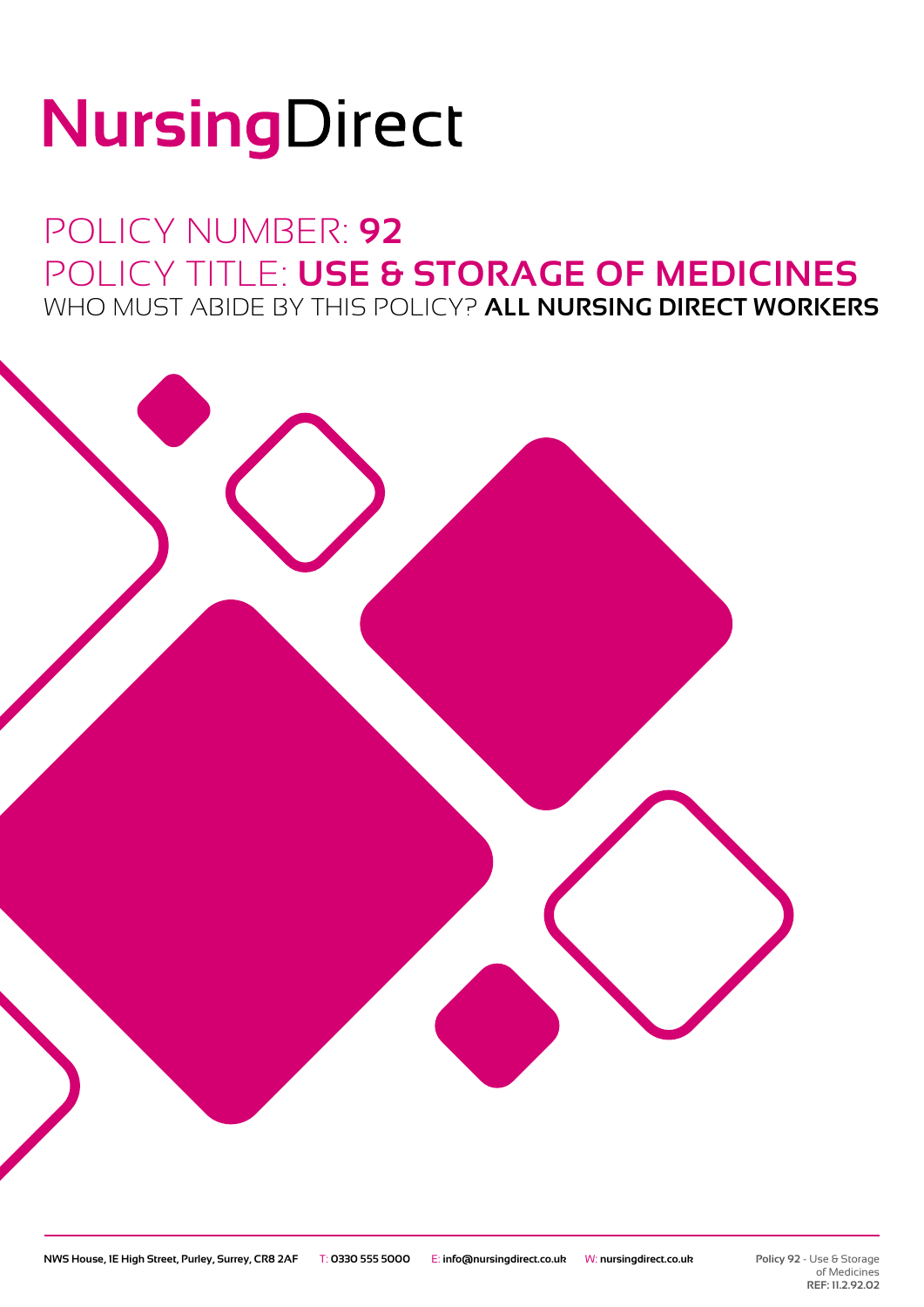# NursingDirect

## POLICY NUMBER: **92**

## POLICY TITLE: **USE & STORAGE OF MEDICINES**

WHO MUST ABIDE BY THIS POLICY? **ALL NURSING DIRECT WORKERS**

**NWS House, 1E High Street, Purley, Surrey, CR8 2AF** T: **0330 555 5000** E: **info@nursingdirect.co.uk** W: **nursingdirect.co.uk**

**Policy 92** - Use & Storage of Medicines
**REF: 11.2.92.02**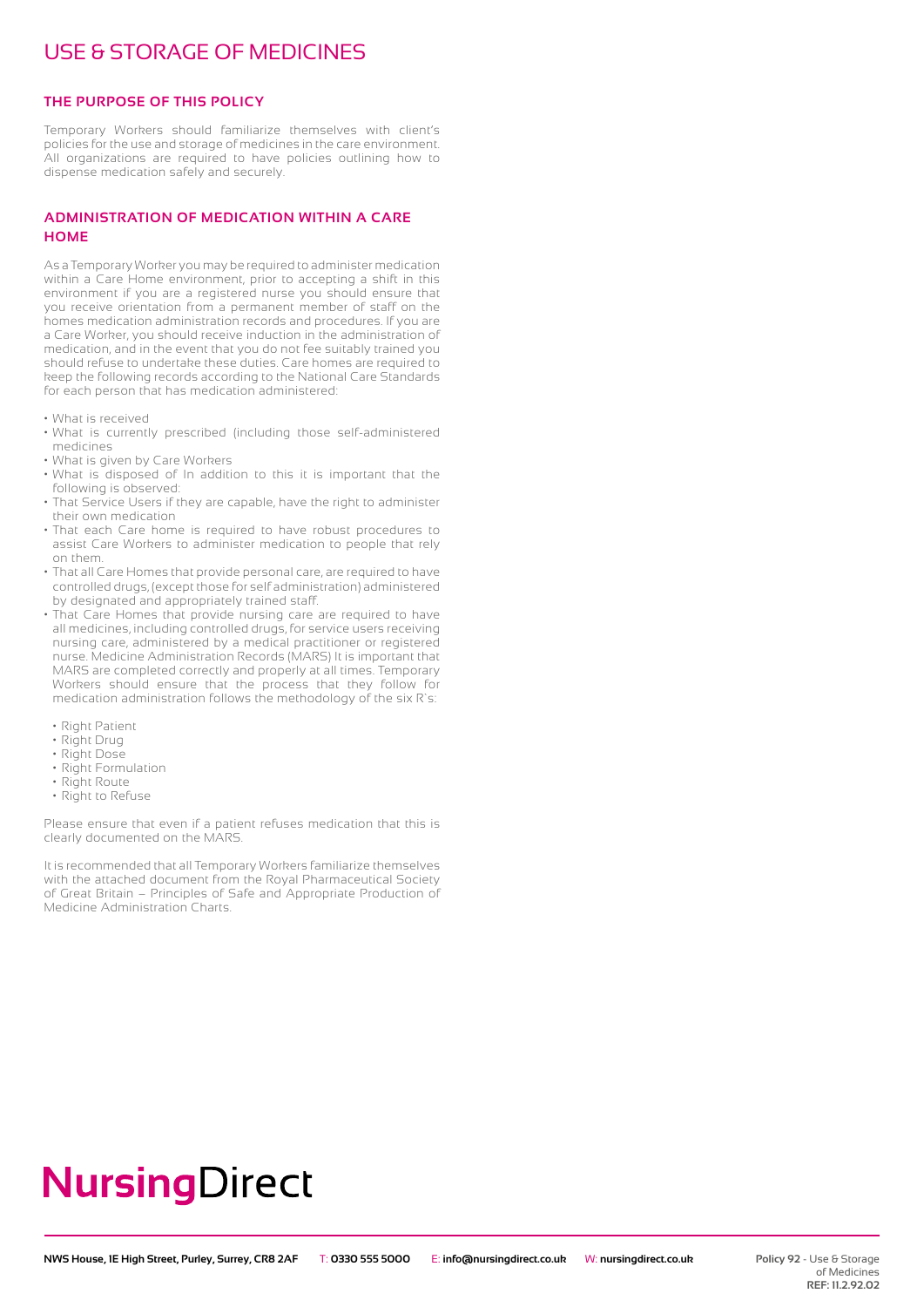# USE & STORAGE OF MEDICINES

## THE PURPOSE OF THIS POLICY

Temporary Workers should familiarize themselves with client's policies for the use and storage of medicines in the care environment. All organizations are required to have policies outlining how to dispense medication safely and securely.

## ADMINISTRATION OF MEDICATION WITHIN A CARE HOME

As a Temporary Worker you may be required to administer medication within a Care Home environment, prior to accepting a shift in this environment if you are a registered nurse you should ensure that you receive orientation from a permanent member of staff on the homes medication administration records and procedures. If you are a Care Worker, you should receive induction in the administration of medication, and in the event that you do not fee suitably trained you should refuse to undertake these duties. Care homes are required to keep the following records according to the National Care Standards for each person that has medication administered:

- What is received
- What is currently prescribed (including those self-administered medicines
- What is given by Care Workers
- What is disposed of In addition to this it is important that the following is observed:
- That Service Users if they are capable, have the right to administer their own medication
- That each Care home is required to have robust procedures to assist Care Workers to administer medication to people that rely on them.
- That all Care Homes that provide personal care, are required to have controlled drugs, (except those for self administration) administered by designated and appropriately trained staff.
- That Care Homes that provide nursing care are required to have all medicines, including controlled drugs, for service users receiving nursing care, administered by a medical practitioner or registered nurse. Medicine Administration Records (MARS) It is important that MARS are completed correctly and properly at all times. Temporary Workers should ensure that the process that they follow for medication administration follows the methodology of the six R`s:
  - Right Patient
  - Right Drug
  - Right Dose
  - Right Formulation
  - Right Route
  - Right to Refuse

Please ensure that even if a patient refuses medication that this is clearly documented on the MARS.

It is recommended that all Temporary Workers familiarize themselves with the attached document from the Royal Pharmaceutical Society of Great Britain – Principles of Safe and Appropriate Production of Medicine Administration Charts.

**Nursing**Direct

NWS House, 1E High Street, Purley, Surrey, CR8 2AF T: 0330 555 5000 E: info@nursingdirect.co.uk W: nursingdirect.co.uk

Policy 92 - Use & Storage of Medicines
REF: 11.2.92.02